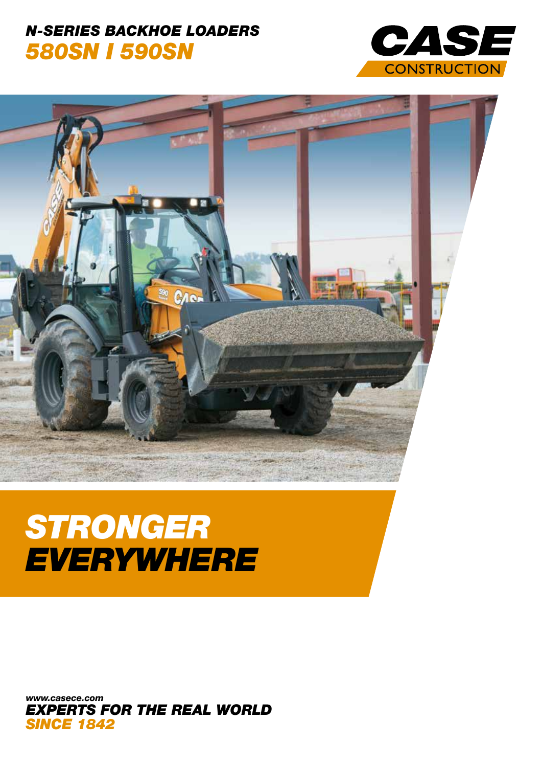# N-SERIES BACKHOE LOADERS
## 580SN I 590SN

CASE CONSTRUCTION

# STRONGER EVERYWHERE

www.casece.com
**EXPERTS FOR THE REAL WORLD**
**SINCE 1842**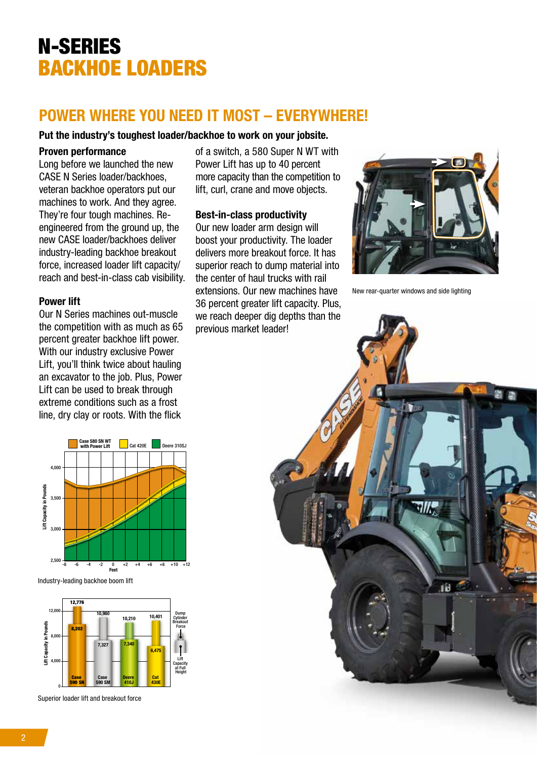# N-SERIES BACKHOE LOADERS

## POWER WHERE YOU NEED IT MOST – EVERYWHERE!

**Put the industry's toughest loader/backhoe to work on your jobsite.**

### Proven performance

Long before we launched the new CASE N Series loader/backhoes, veteran backhoe operators put our machines to work. And they agree. They're four tough machines. Re-engineered from the ground up, the new CASE loader/backhoes deliver industry-leading backhoe breakout force, increased loader lift capacity/ reach and best-in-class cab visibility.

### Power lift

Our N Series machines out-muscle the competition with as much as 65 percent greater backhoe lift power. With our industry exclusive Power Lift, you'll think twice about hauling an excavator to the job. Plus, Power Lift can be used to break through extreme conditions such as a frost line, dry clay or roots. With the flick of a switch, a 580 Super N WT with Power Lift has up to 40 percent more capacity than the competition to lift, curl, crane and move objects.

### Best-in-class productivity

Our new loader arm design will boost your productivity. The loader delivers more breakout force. It has superior reach to dump material into the center of haul trucks with rail extensions. Our new machines have 36 percent greater lift capacity. Plus, we reach deeper dig depths than the previous market leader!

New rear-quarter windows and side lighting

Industry-leading backhoe boom lift

Superior loader lift and breakout force

| | Case 590 SN | Case 590 SM | Deere 410J | Cat 430E |
|---|---|---|---|---|
| Dump Cylinder Breakout Force | 12,776 | 10,980 | 10,210 | 10,401 |
| Lift Capacity at Full Height | 8,202 | 7,327 | 7,340 | 6,475 |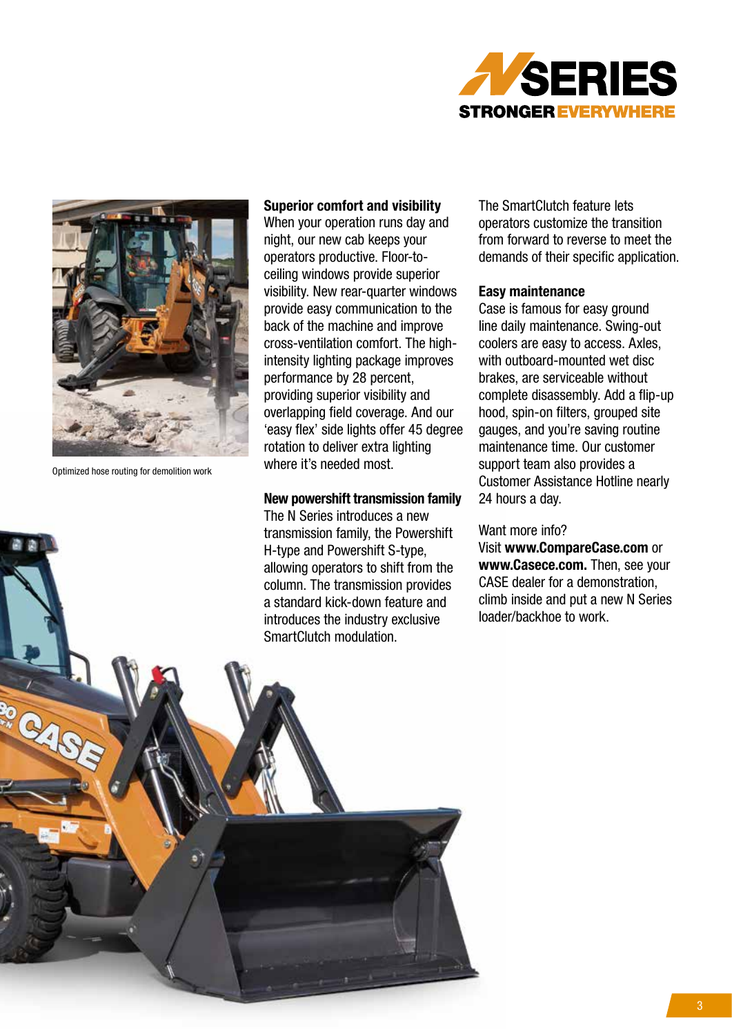Optimized hose routing for demolition work

## Superior comfort and visibility

When your operation runs day and night, our new cab keeps your operators productive. Floor-to-ceiling windows provide superior visibility. New rear-quarter windows provide easy communication to the back of the machine and improve cross-ventilation comfort. The high-intensity lighting package improves performance by 28 percent, providing superior visibility and overlapping field coverage. And our 'easy flex' side lights offer 45 degree rotation to deliver extra lighting where it's needed most.

## New powershift transmission family

The N Series introduces a new transmission family, the Powershift H-type and Powershift S-type, allowing operators to shift from the column. The transmission provides a standard kick-down feature and introduces the industry exclusive SmartClutch modulation.

The SmartClutch feature lets operators customize the transition from forward to reverse to meet the demands of their specific application.

## Easy maintenance

Case is famous for easy ground line daily maintenance. Swing-out coolers are easy to access. Axles, with outboard-mounted wet disc brakes, are serviceable without complete disassembly. Add a flip-up hood, spin-on filters, grouped site gauges, and you're saving routine maintenance time. Our customer support team also provides a Customer Assistance Hotline nearly 24 hours a day.

Want more info?
Visit **www.CompareCase.com** or **www.Casece.com.** Then, see your CASE dealer for a demonstration, climb inside and put a new N Series loader/backhoe to work.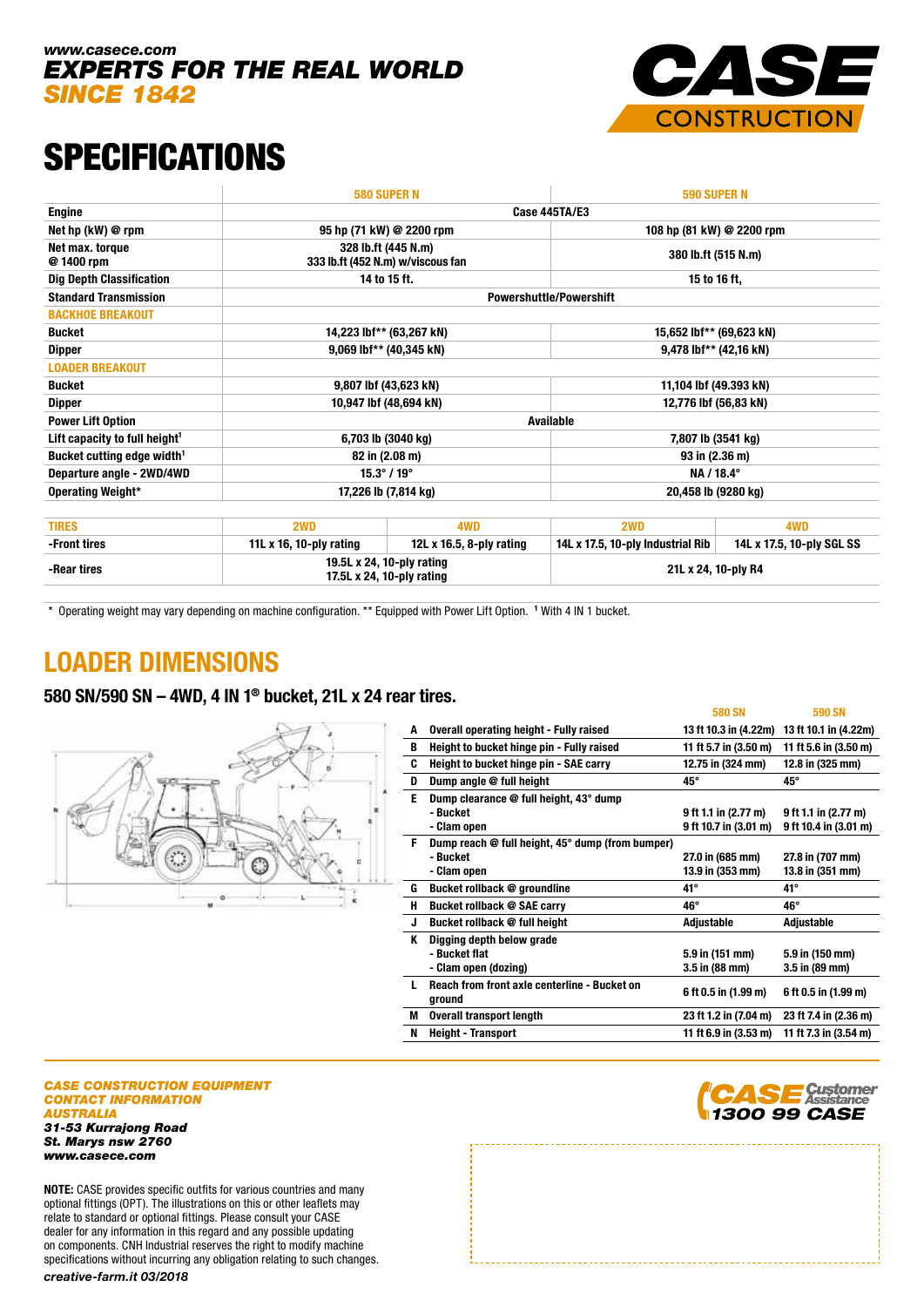www.casece.com

*EXPERTS FOR THE REAL WORLD*

*SINCE 1842*

# SPECIFICATIONS

| | 580 SUPER N | 590 SUPER N |
|---|---|---|
| **Engine** | Case 445TA/E3 | |
| **Net hp (kW) @ rpm** | 95 hp (71 kW) @ 2200 rpm | 108 hp (81 kW) @ 2200 rpm |
| **Net max. torque @ 1400 rpm** | 328 lb.ft (445 N.m) 333 lb.ft (452 N.m) w/viscous fan | 380 lb.ft (515 N.m) |
| **Dig Depth Classification** | 14 to 15 ft. | 15 to 16 ft, |
| **Standard Transmission** | Powershuttle/Powershift | |
| **BACKHOE BREAKOUT** | | |
| **Bucket** | 14,223 lbf** (63,267 kN) | 15,652 lbf** (69,623 kN) |
| **Dipper** | 9,069 lbf** (40,345 kN) | 9,478 lbf** (42,16 kN) |
| **LOADER BREAKOUT** | | |
| **Bucket** | 9,807 lbf (43,623 kN) | 11,104 lbf (49.393 kN) |
| **Dipper** | 10,947 lbf (48,694 kN) | 12,776 lbf (56,83 kN) |
| **Power Lift Option** | Available | |
| **Lift capacity to full height[1]** | 6,703 lb (3040 kg) | 7,807 lb (3541 kg) |
| **Bucket cutting edge width[1]** | 82 in (2.08 m) | 93 in (2.36 m) |
| **Departure angle - 2WD/4WD** | 15.3° / 19° | NA / 18.4° |
| **Operating Weight*** | 17,226 lb (7,814 kg) | 20,458 lb (9280 kg) |

| TIRES | 2WD | 4WD | 2WD | 4WD |
|---|---|---|---|---|
| -Front tires | 11L x 16, 10-ply rating | 12L x 16.5, 8-ply rating | 14L x 17.5, 10-ply Industrial Rib | 14L x 17.5, 10-ply SGL SS |
| -Rear tires | 19.5L x 24, 10-ply rating 17.5L x 24, 10-ply rating | | 21L x 24, 10-ply R4 | |

\* Operating weight may vary depending on machine configuration. ** Equipped with Power Lift Option. [1] With 4 IN 1 bucket.

## LOADER DIMENSIONS

### 580 SN/590 SN – 4WD, 4 IN 1® bucket, 21L x 24 rear tires.

| | | 580 SN | 590 SN |
|---|---|---|---|
| A | Overall operating height - Fully raised | 13 ft 10.3 in (4.22m) | 13 ft 10.1 in (4.22m) |
| B | Height to bucket hinge pin - Fully raised | 11 ft 5.7 in (3.50 m) | 11 ft 5.6 in (3.50 m) |
| C | Height to bucket hinge pin - SAE carry | 12.75 in (324 mm) | 12.8 in (325 mm) |
| D | Dump angle @ full height | 45° | 45° |
| E | Dump clearance @ full height, 43° dump - Bucket - Clam open | 9 ft 1.1 in (2.77 m) 9 ft 10.7 in (3.01 m) | 9 ft 1.1 in (2.77 m) 9 ft 10.4 in (3.01 m) |
| F | Dump reach @ full height, 45° dump (from bumper) - Bucket - Clam open | 27.0 in (685 mm) 13.9 in (353 mm) | 27.8 in (707 mm) 13.8 in (351 mm) |
| G | Bucket rollback @ groundline | 41° | 41° |
| H | Bucket rollback @ SAE carry | 46° | 46° |
| J | Bucket rollback @ full height | Adjustable | Adjustable |
| K | Digging depth below grade - Bucket flat - Clam open (dozing) | 5.9 in (151 mm) 3.5 in (88 mm) | 5.9 in (150 mm) 3.5 in (89 mm) |
| L | Reach from front axle centerline - Bucket on ground | 6 ft 0.5 in (1.99 m) | 6 ft 0.5 in (1.99 m) |
| M | Overall transport length | 23 ft 1.2 in (7.04 m) | 23 ft 7.4 in (2.36 m) |
| N | Height - Transport | 11 ft 6.9 in (3.53 m) | 11 ft 7.3 in (3.54 m) |

*CASE CONSTRUCTION EQUIPMENT*
*CONTACT INFORMATION*
*AUSTRALIA*
***31-53 Kurrajong Road***
***St. Marys nsw 2760***
***www.casece.com***

CASE Customer Assistance 1300 99 CASE

**NOTE:** CASE provides specific outfits for various countries and many optional fittings (OPT). The illustrations on this or other leaflets may relate to standard or optional fittings. Please consult your CASE dealer for any information in this regard and any possible updating on components. CNH Industrial reserves the right to modify machine specifications without incurring any obligation relating to such changes.

*creative-farm.it 03/2018*